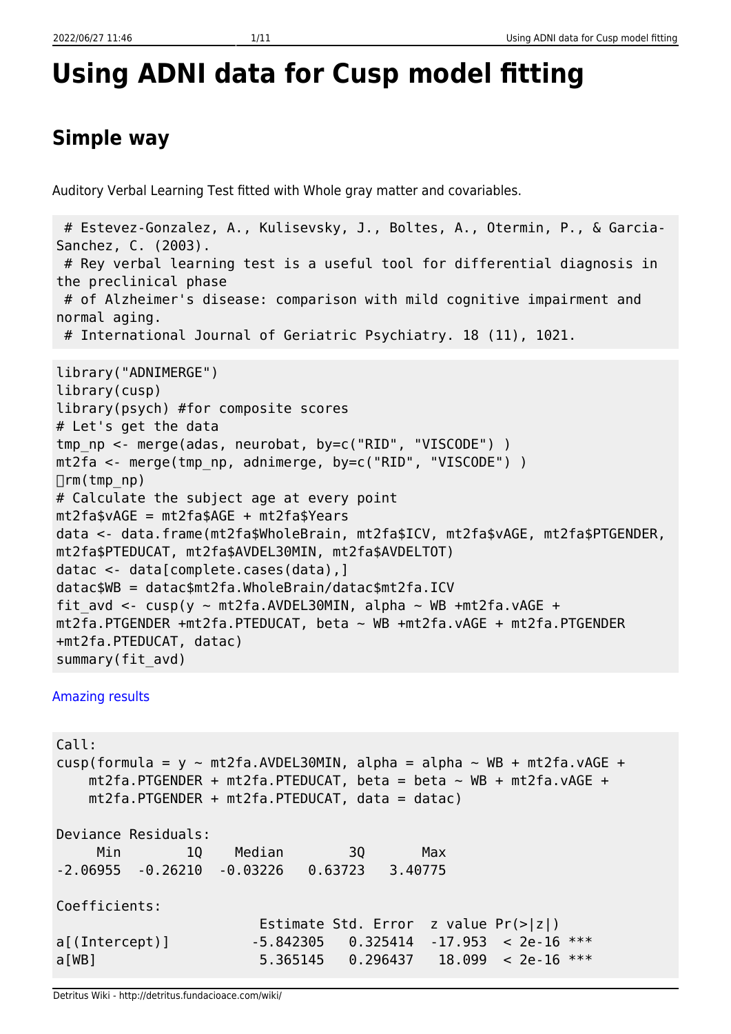# Using ADNI data for Cusp model fitting

## Simple way

Auditory Verbal Learning Test fitted with Whole gray matter and covariables.

```
 # Estevez-Gonzalez, A., Kulisevsky, J., Boltes, A., Otermin, P., & Garcia-Sanchez, C. (2003).
 # Rey verbal learning test is a useful tool for differential diagnosis in the preclinical phase
 # of Alzheimer's disease: comparison with mild cognitive impairment and normal aging.
 # International Journal of Geriatric Psychiatry. 18 (11), 1021.
```

```
library("ADNIMERGE")
library(cusp)
library(psych) #for composite scores
# Let's get the data
tmp_np <- merge(adas, neurobat, by=c("RID", "VISCODE") )
mt2fa <- merge(tmp_np, adnimerge, by=c("RID", "VISCODE") )
rm(tmp_np)
# Calculate the subject age at every point
mt2fa$vAGE = mt2fa$AGE + mt2fa$Years
data <- data.frame(mt2fa$WholeBrain, mt2fa$ICV, mt2fa$vAGE, mt2fa$PTGENDER, mt2fa$PTEDUCAT, mt2fa$AVDEL30MIN, mt2fa$AVDELTOT)
datac <- data[complete.cases(data),]
datac$WB = datac$mt2fa.WholeBrain/datac$mt2fa.ICV
fit_avd <- cusp(y ~ mt2fa.AVDEL30MIN, alpha ~ WB +mt2fa.vAGE + mt2fa.PTGENDER +mt2fa.PTEDUCAT, beta ~ WB +mt2fa.vAGE + mt2fa.PTGENDER +mt2fa.PTEDUCAT, datac)
summary(fit_avd)
```

Amazing results

```
Call:
cusp(formula = y ~ mt2fa.AVDEL30MIN, alpha = alpha ~ WB + mt2fa.vAGE +
    mt2fa.PTGENDER + mt2fa.PTEDUCAT, beta = beta ~ WB + mt2fa.vAGE +
    mt2fa.PTGENDER + mt2fa.PTEDUCAT, data = datac)

Deviance Residuals:
     Min        1Q    Median        3Q       Max
-2.06955  -0.26210  -0.03226   0.63723   3.40775

Coefficients:
                         Estimate Std. Error  z value Pr(>|z|)
a[(Intercept)]          -5.842305   0.325414  -17.953  < 2e-16 ***
a[WB]                    5.365145   0.296437   18.099  < 2e-16 ***
```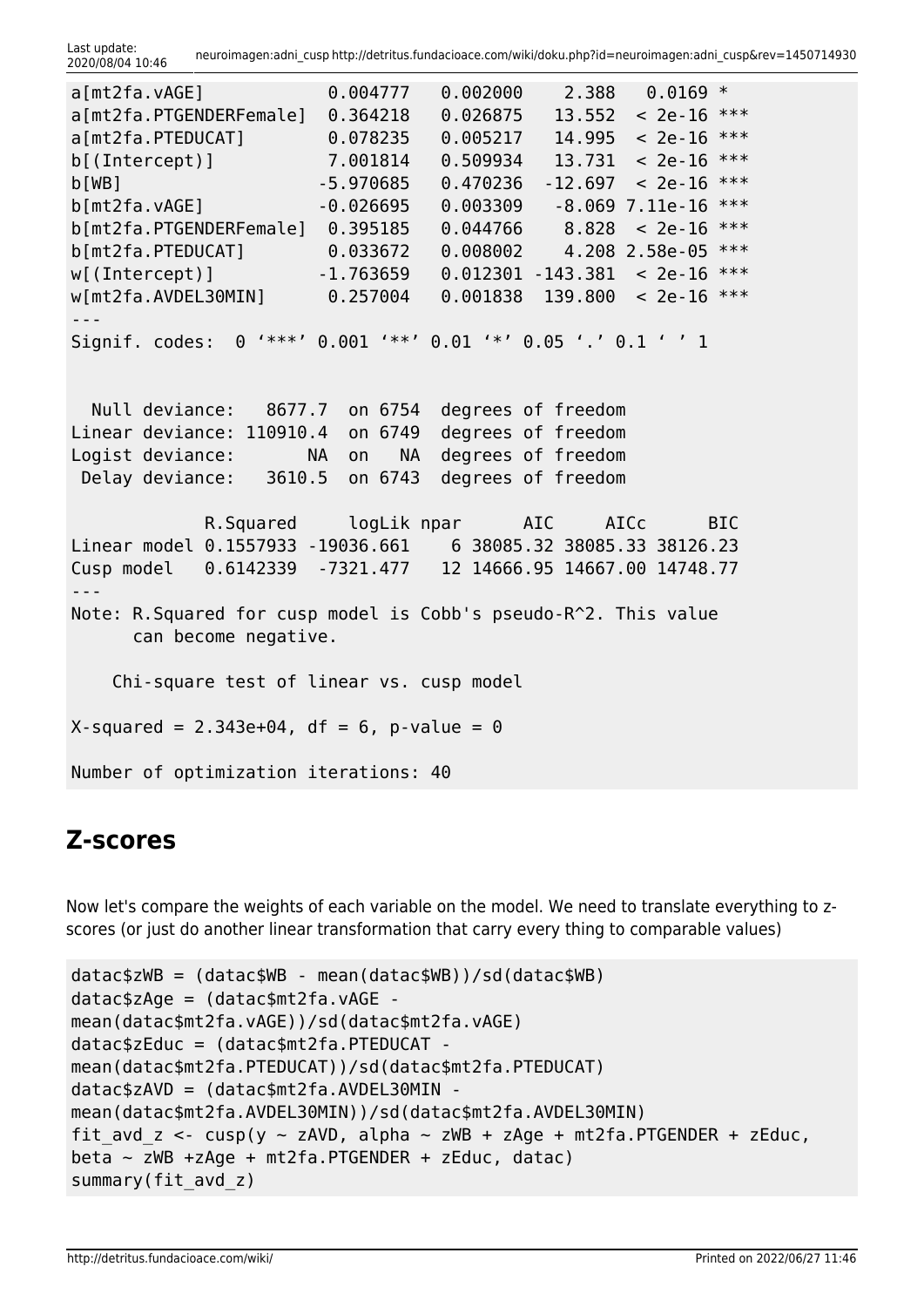```
a[mt2fa.vAGE]            0.004777   0.002000    2.388   0.0169 *
a[mt2fa.PTGENDERFemale]  0.364218   0.026875   13.552  < 2e-16 ***
a[mt2fa.PTEDUCAT]        0.078235   0.005217   14.995  < 2e-16 ***
b[(Intercept)]           7.001814   0.509934   13.731  < 2e-16 ***
b[WB]                   -5.970685   0.470236  -12.697  < 2e-16 ***
b[mt2fa.vAGE]           -0.026695   0.003309   -8.069 7.11e-16 ***
b[mt2fa.PTGENDERFemale]  0.395185   0.044766    8.828  < 2e-16 ***
b[mt2fa.PTEDUCAT]        0.033672   0.008002    4.208 2.58e-05 ***
w[(Intercept)]          -1.763659   0.012301 -143.381  < 2e-16 ***
w[mt2fa.AVDEL30MIN]      0.257004   0.001838  139.800  < 2e-16 ***
---
Signif. codes:  0 ‘***’ 0.001 ‘**’ 0.01 ‘*’ 0.05 ‘.’ 0.1 ‘ ’ 1


  Null deviance:   8677.7  on 6754  degrees of freedom
Linear deviance: 110910.4  on 6749  degrees of freedom
Logist deviance:       NA  on   NA  degrees of freedom
 Delay deviance:   3610.5  on 6743  degrees of freedom

             R.Squared     logLik npar      AIC     AICc      BIC
Linear model 0.1557933 -19036.661    6 38085.32 38085.33 38126.23
Cusp model   0.6142339  -7321.477   12 14666.95 14667.00 14748.77
---
Note: R.Squared for cusp model is Cobb's pseudo-R^2. This value
      can become negative.

    Chi-square test of linear vs. cusp model

X-squared = 2.343e+04, df = 6, p-value = 0

Number of optimization iterations: 40
```

## Z-scores

Now let's compare the weights of each variable on the model. We need to translate everything to z-scores (or just do another linear transformation that carry every thing to comparable values)

```
datac$zWB = (datac$WB - mean(datac$WB))/sd(datac$WB)
datac$zAge = (datac$mt2fa.vAGE -
mean(datac$mt2fa.vAGE))/sd(datac$mt2fa.vAGE)
datac$zEduc = (datac$mt2fa.PTEDUCAT -
mean(datac$mt2fa.PTEDUCAT))/sd(datac$mt2fa.PTEDUCAT)
datac$zAVD = (datac$mt2fa.AVDEL30MIN -
mean(datac$mt2fa.AVDEL30MIN))/sd(datac$mt2fa.AVDEL30MIN)
fit_avd_z <- cusp(y ~ zAVD, alpha ~ zWB + zAge + mt2fa.PTGENDER + zEduc,
beta ~ zWB +zAge + mt2fa.PTGENDER + zEduc, datac)
summary(fit_avd_z)
```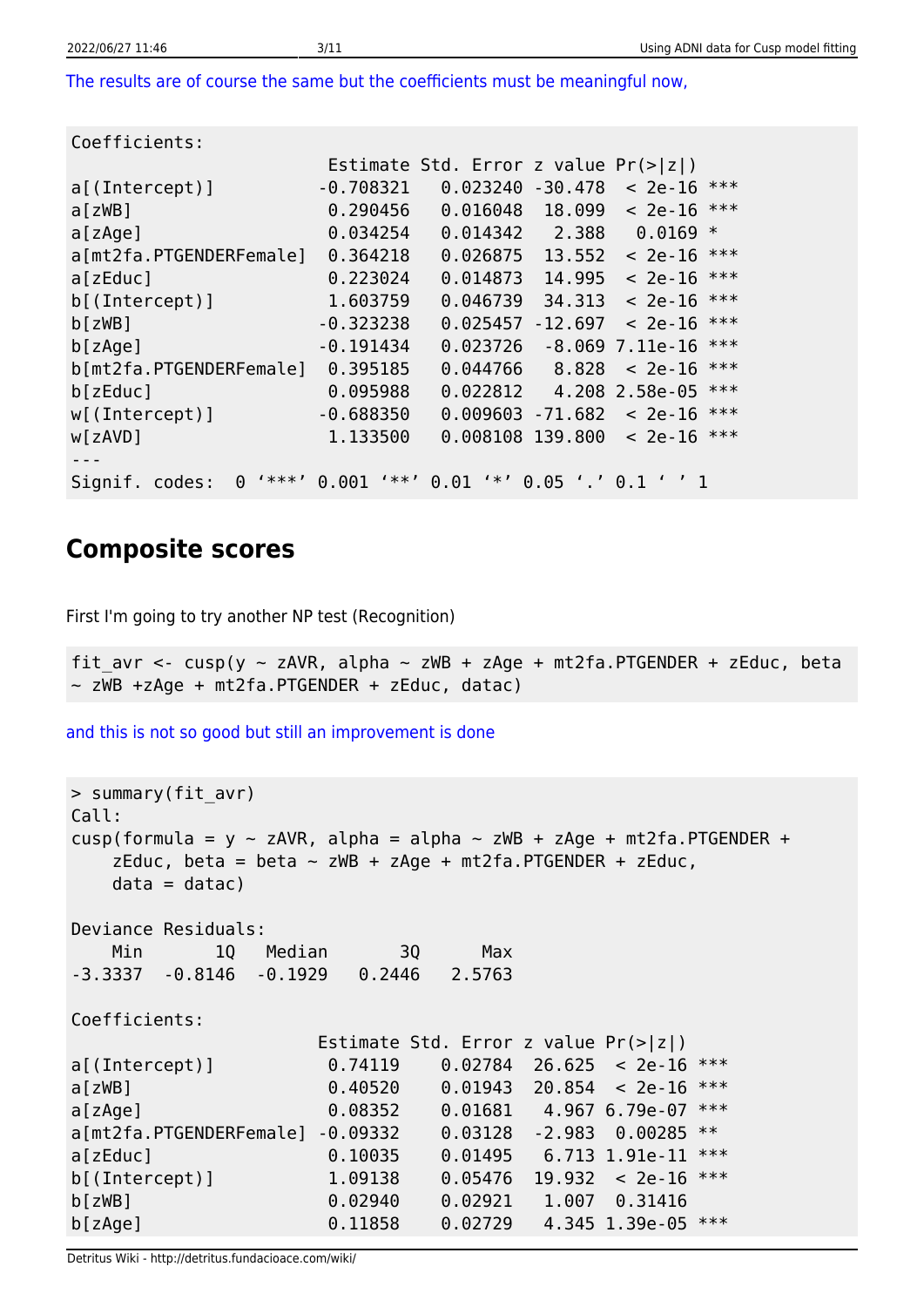The results are of course the same but the coefficients must be meaningful now,

```
Coefficients:
                         Estimate Std. Error z value Pr(>|z|)    
a[(Intercept)]          -0.708321   0.023240 -30.478  < 2e-16 ***
a[zWB]                   0.290456   0.016048  18.099  < 2e-16 ***
a[zAge]                  0.034254   0.014342   2.388   0.0169 *  
a[mt2fa.PTGENDERFemale]  0.364218   0.026875  13.552  < 2e-16 ***
a[zEduc]                 0.223024   0.014873  14.995  < 2e-16 ***
b[(Intercept)]           1.603759   0.046739  34.313  < 2e-16 ***
b[zWB]                  -0.323238   0.025457 -12.697  < 2e-16 ***
b[zAge]                 -0.191434   0.023726  -8.069 7.11e-16 ***
b[mt2fa.PTGENDERFemale]  0.395185   0.044766   8.828  < 2e-16 ***
b[zEduc]                 0.095988   0.022812   4.208 2.58e-05 ***
w[(Intercept)]          -0.688350   0.009603 -71.682  < 2e-16 ***
w[zAVD]                  1.133500   0.008108 139.800  < 2e-16 ***
---
Signif. codes:  0 ‘***’ 0.001 ‘**’ 0.01 ‘*’ 0.05 ‘.’ 0.1 ‘ ’ 1
```

## Composite scores

First I'm going to try another NP test (Recognition)

```
fit_avr <- cusp(y ~ zAVR, alpha ~ zWB + zAge + mt2fa.PTGENDER + zEduc, beta
~ zWB +zAge + mt2fa.PTGENDER + zEduc, datac)
```

and this is not so good but still an improvement is done

```
> summary(fit_avr)
Call:
cusp(formula = y ~ zAVR, alpha = alpha ~ zWB + zAge + mt2fa.PTGENDER +
    zEduc, beta = beta ~ zWB + zAge + mt2fa.PTGENDER + zEduc,
    data = datac)

Deviance Residuals:
    Min       1Q   Median       3Q      Max  
-3.3337  -0.8146  -0.1929   0.2446   2.5763  

Coefficients:
                        Estimate Std. Error z value Pr(>|z|)    
a[(Intercept)]           0.74119    0.02784  26.625  < 2e-16 ***
a[zWB]                   0.40520    0.01943  20.854  < 2e-16 ***
a[zAge]                  0.08352    0.01681   4.967 6.79e-07 ***
a[mt2fa.PTGENDERFemale] -0.09332    0.03128  -2.983  0.00285 ** 
a[zEduc]                 0.10035    0.01495   6.713 1.91e-11 ***
b[(Intercept)]           1.09138    0.05476  19.932  < 2e-16 ***
b[zWB]                   0.02940    0.02921   1.007  0.31416    
b[zAge]                  0.11858    0.02729   4.345 1.39e-05 ***
```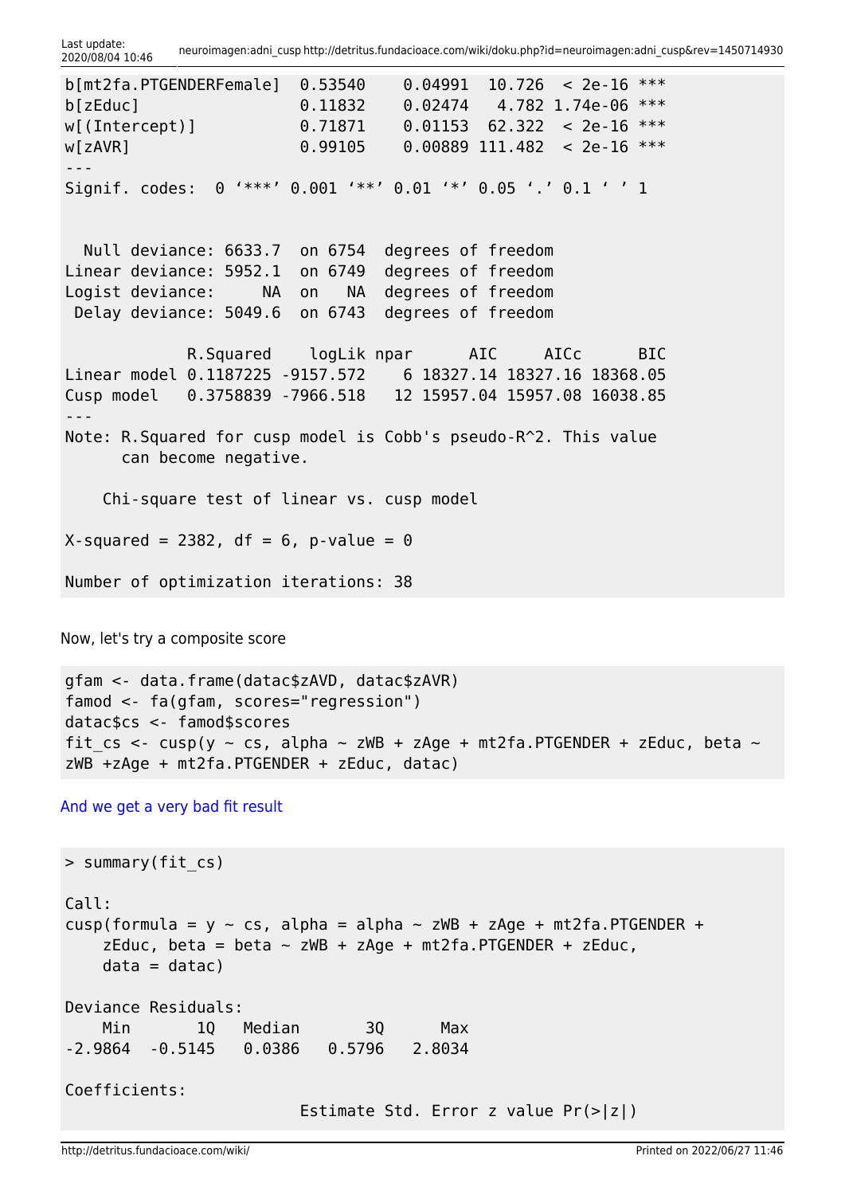```
b[mt2fa.PTGENDERFemale]  0.53540    0.04991  10.726  < 2e-16 ***
b[zEduc]                 0.11832    0.02474   4.782 1.74e-06 ***
w[(Intercept)]           0.71871    0.01153  62.322  < 2e-16 ***
w[zAVR]                  0.99105    0.00889 111.482  < 2e-16 ***
---
Signif. codes:  0 ‘***’ 0.001 ‘**’ 0.01 ‘*’ 0.05 ‘.’ 0.1 ‘ ’ 1


  Null deviance: 6633.7  on 6754  degrees of freedom
Linear deviance: 5952.1  on 6749  degrees of freedom
Logist deviance:     NA  on   NA  degrees of freedom
 Delay deviance: 5049.6  on 6743  degrees of freedom

             R.Squared    logLik npar      AIC     AICc      BIC
Linear model 0.1187225 -9157.572    6 18327.14 18327.16 18368.05
Cusp model   0.3758839 -7966.518   12 15957.04 15957.08 16038.85
---
Note: R.Squared for cusp model is Cobb's pseudo-R^2. This value
      can become negative.

    Chi-square test of linear vs. cusp model

X-squared = 2382, df = 6, p-value = 0

Number of optimization iterations: 38
```

Now, let's try a composite score

```
gfam <- data.frame(datac$zAVD, datac$zAVR)
famod <- fa(gfam, scores="regression")
datac$cs <- famod$scores
fit_cs <- cusp(y ~ cs, alpha ~ zWB + zAge + mt2fa.PTGENDER + zEduc, beta ~
zWB +zAge + mt2fa.PTGENDER + zEduc, datac)
```

And we get a very bad fit result

```
> summary(fit_cs)

Call:
cusp(formula = y ~ cs, alpha = alpha ~ zWB + zAge + mt2fa.PTGENDER +
    zEduc, beta = beta ~ zWB + zAge + mt2fa.PTGENDER + zEduc,
    data = datac)

Deviance Residuals:
    Min       1Q   Median       3Q      Max
-2.9864  -0.5145   0.0386   0.5796   2.8034

Coefficients:
                         Estimate Std. Error z value Pr(>|z|)
```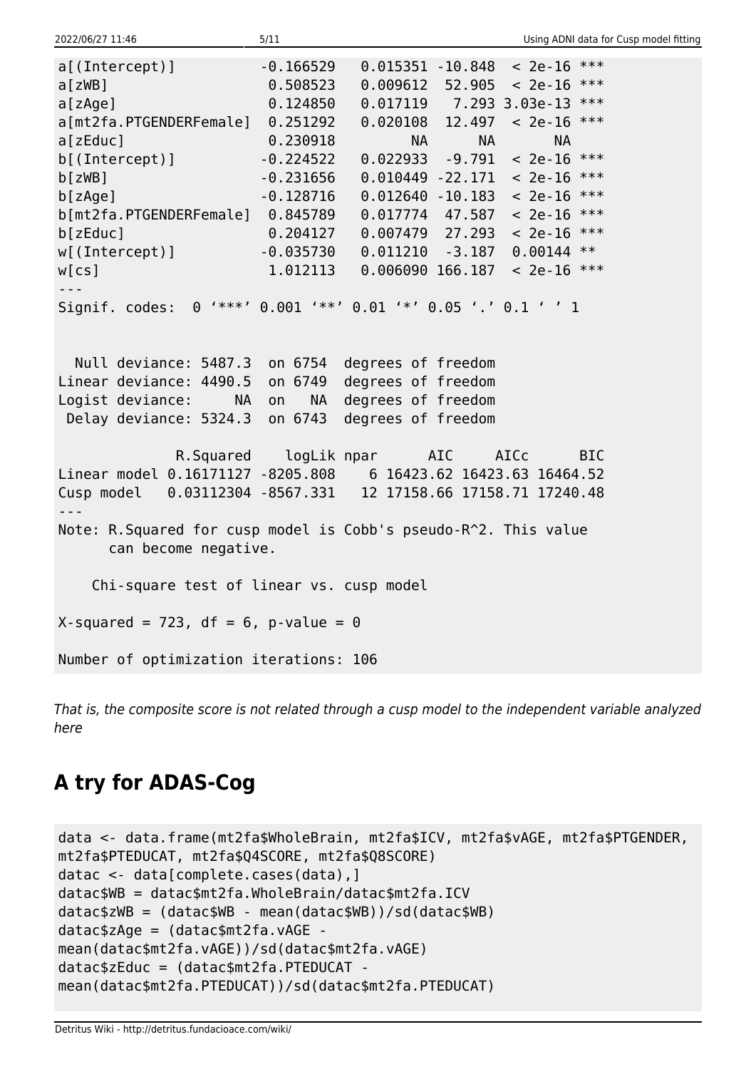```
a[(Intercept)]          -0.166529   0.015351 -10.848  < 2e-16 ***
a[zWB]                   0.508523   0.009612  52.905  < 2e-16 ***
a[zAge]                  0.124850   0.017119   7.293 3.03e-13 ***
a[mt2fa.PTGENDERFemale]  0.251292   0.020108  12.497  < 2e-16 ***
a[zEduc]                 0.230918         NA      NA       NA    
b[(Intercept)]          -0.224522   0.022933  -9.791  < 2e-16 ***
b[zWB]                  -0.231656   0.010449 -22.171  < 2e-16 ***
b[zAge]                 -0.128716   0.012640 -10.183  < 2e-16 ***
b[mt2fa.PTGENDERFemale]  0.845789   0.017774  47.587  < 2e-16 ***
b[zEduc]                 0.204127   0.007479  27.293  < 2e-16 ***
w[(Intercept)]          -0.035730   0.011210  -3.187  0.00144 ** 
w[cs]                    1.012113   0.006090 166.187  < 2e-16 ***
---
Signif. codes:  0 ‘***’ 0.001 ‘**’ 0.01 ‘*’ 0.05 ‘.’ 0.1 ‘ ’ 1


  Null deviance: 5487.3  on 6754  degrees of freedom
Linear deviance: 4490.5  on 6749  degrees of freedom
Logist deviance:     NA  on   NA  degrees of freedom
 Delay deviance: 5324.3  on 6743  degrees of freedom

              R.Squared    logLik npar      AIC     AICc      BIC
Linear model 0.16171127 -8205.808    6 16423.62 16423.63 16464.52
Cusp model   0.03112304 -8567.331   12 17158.66 17158.71 17240.48
---
Note: R.Squared for cusp model is Cobb's pseudo-R^2. This value
      can become negative.

    Chi-square test of linear vs. cusp model

X-squared = 723, df = 6, p-value = 0

Number of optimization iterations: 106
```

*That is, the composite score is not related through a cusp model to the independent variable analyzed here*

## A try for ADAS-Cog

```
data <- data.frame(mt2fa$WholeBrain, mt2fa$ICV, mt2fa$vAGE, mt2fa$PTGENDER,
mt2fa$PTEDUCAT, mt2fa$Q4SCORE, mt2fa$Q8SCORE)
datac <- data[complete.cases(data),]
datac$WB = datac$mt2fa.WholeBrain/datac$mt2fa.ICV
datac$zWB = (datac$WB - mean(datac$WB))/sd(datac$WB)
datac$zAge = (datac$mt2fa.vAGE -
mean(datac$mt2fa.vAGE))/sd(datac$mt2fa.vAGE)
datac$zEduc = (datac$mt2fa.PTEDUCAT -
mean(datac$mt2fa.PTEDUCAT))/sd(datac$mt2fa.PTEDUCAT)
```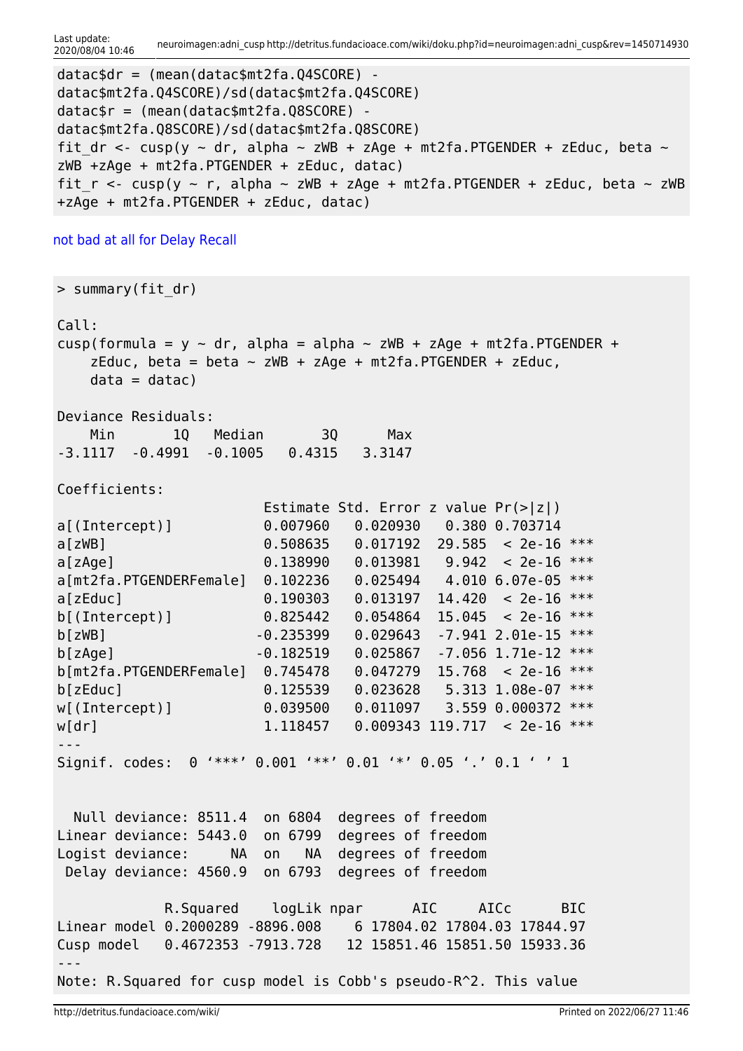```
datac$dr = (mean(datac$mt2fa.Q4SCORE) -
datac$mt2fa.Q4SCORE)/sd(datac$mt2fa.Q4SCORE)
datac$r = (mean(datac$mt2fa.Q8SCORE) -
datac$mt2fa.Q8SCORE)/sd(datac$mt2fa.Q8SCORE)
fit_dr <- cusp(y ~ dr, alpha ~ zWB + zAge + mt2fa.PTGENDER + zEduc, beta ~
zWB +zAge + mt2fa.PTGENDER + zEduc, datac)
fit_r <- cusp(y ~ r, alpha ~ zWB + zAge + mt2fa.PTGENDER + zEduc, beta ~ zWB
+zAge + mt2fa.PTGENDER + zEduc, datac)
```

not bad at all for Delay Recall

```
> summary(fit_dr)

Call:
cusp(formula = y ~ dr, alpha = alpha ~ zWB + zAge + mt2fa.PTGENDER +
    zEduc, beta = beta ~ zWB + zAge + mt2fa.PTGENDER + zEduc,
    data = datac)

Deviance Residuals:
    Min       1Q   Median       3Q      Max
-3.1117  -0.4991  -0.1005   0.4315   3.3147

Coefficients:
                         Estimate Std. Error z value Pr(>|z|)
a[(Intercept)]           0.007960   0.020930   0.380 0.703714
a[zWB]                   0.508635   0.017192  29.585  < 2e-16 ***
a[zAge]                  0.138990   0.013981   9.942  < 2e-16 ***
a[mt2fa.PTGENDERFemale]  0.102236   0.025494   4.010 6.07e-05 ***
a[zEduc]                 0.190303   0.013197  14.420  < 2e-16 ***
b[(Intercept)]           0.825442   0.054864  15.045  < 2e-16 ***
b[zWB]                  -0.235399   0.029643  -7.941 2.01e-15 ***
b[zAge]                 -0.182519   0.025867  -7.056 1.71e-12 ***
b[mt2fa.PTGENDERFemale]  0.745478   0.047279  15.768  < 2e-16 ***
b[zEduc]                 0.125539   0.023628   5.313 1.08e-07 ***
w[(Intercept)]           0.039500   0.011097   3.559 0.000372 ***
w[dr]                    1.118457   0.009343 119.717  < 2e-16 ***
---
Signif. codes:  0 ‘***’ 0.001 ‘**’ 0.01 ‘*’ 0.05 ‘.’ 0.1 ‘ ’ 1


  Null deviance: 8511.4  on 6804  degrees of freedom
Linear deviance: 5443.0  on 6799  degrees of freedom
Logist deviance:     NA  on   NA  degrees of freedom
 Delay deviance: 4560.9  on 6793  degrees of freedom

             R.Squared    logLik npar      AIC     AICc      BIC
Linear model 0.2000289 -8896.008    6 17804.02 17804.03 17844.97
Cusp model   0.4672353 -7913.728   12 15851.46 15851.50 15933.36
---
Note: R.Squared for cusp model is Cobb's pseudo-R^2. This value
```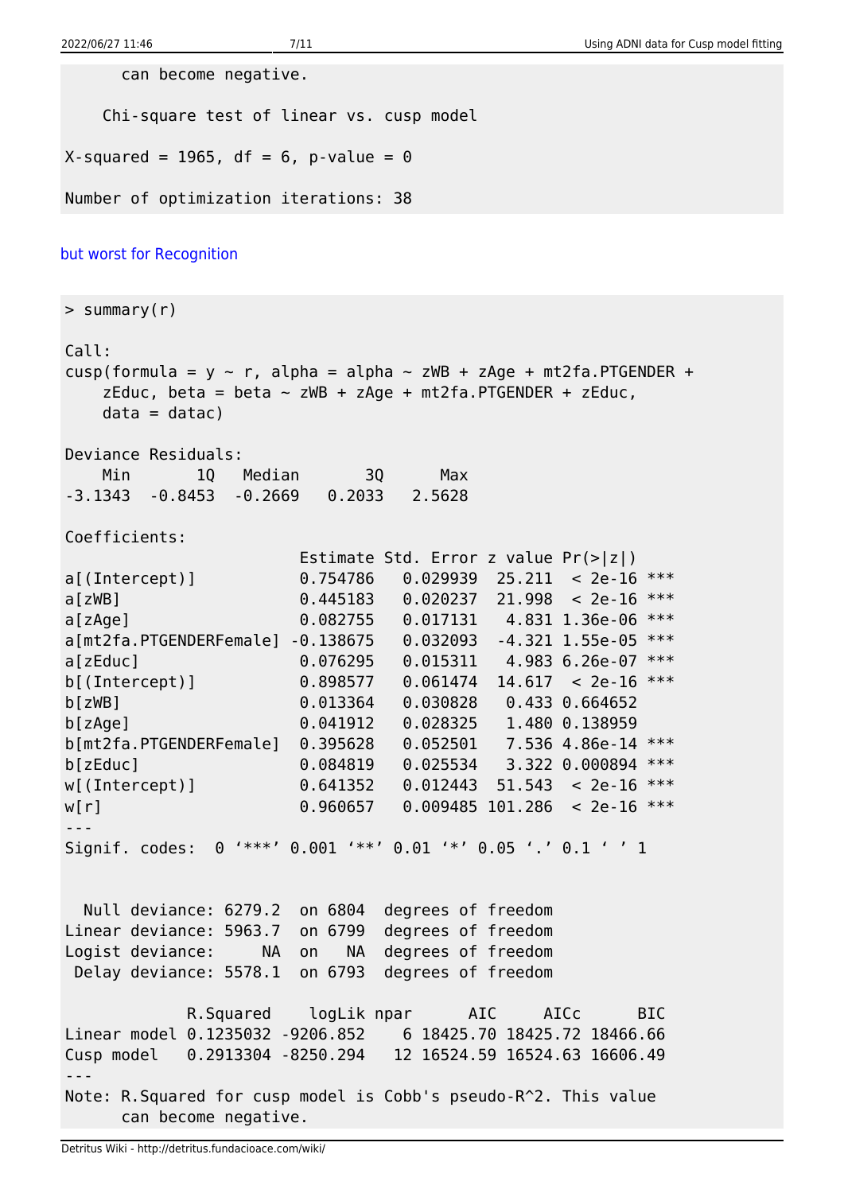```
      can become negative.

    Chi-square test of linear vs. cusp model

X-squared = 1965, df = 6, p-value = 0

Number of optimization iterations: 38
```

but worst for Recognition

```
> summary(r)

Call:
cusp(formula = y ~ r, alpha = alpha ~ zWB + zAge + mt2fa.PTGENDER +
    zEduc, beta = beta ~ zWB + zAge + mt2fa.PTGENDER + zEduc,
    data = datac)

Deviance Residuals:
    Min       1Q   Median       3Q      Max
-3.1343  -0.8453  -0.2669   0.2033   2.5628

Coefficients:
                        Estimate Std. Error z value Pr(>|z|)
a[(Intercept)]          0.754786   0.029939  25.211  < 2e-16 ***
a[zWB]                  0.445183   0.020237  21.998  < 2e-16 ***
a[zAge]                 0.082755   0.017131   4.831 1.36e-06 ***
a[mt2fa.PTGENDERFemale] -0.138675   0.032093  -4.321 1.55e-05 ***
a[zEduc]                0.076295   0.015311   4.983 6.26e-07 ***
b[(Intercept)]          0.898577   0.061474  14.617  < 2e-16 ***
b[zWB]                  0.013364   0.030828   0.433 0.664652
b[zAge]                 0.041912   0.028325   1.480 0.138959
b[mt2fa.PTGENDERFemale] 0.395628   0.052501   7.536 4.86e-14 ***
b[zEduc]                0.084819   0.025534   3.322 0.000894 ***
w[(Intercept)]          0.641352   0.012443  51.543  < 2e-16 ***
w[r]                    0.960657   0.009485 101.286  < 2e-16 ***
---
Signif. codes:  0 ‘***’ 0.001 ‘**’ 0.01 ‘*’ 0.05 ‘.’ 0.1 ‘ ’ 1


  Null deviance: 6279.2  on 6804  degrees of freedom
Linear deviance: 5963.7  on 6799  degrees of freedom
Logist deviance:     NA  on    NA  degrees of freedom
 Delay deviance: 5578.1  on 6793  degrees of freedom

             R.Squared    logLik npar      AIC     AICc      BIC
Linear model 0.1235032 -9206.852    6 18425.70 18425.72 18466.66
Cusp model   0.2913304 -8250.294   12 16524.59 16524.63 16606.49
---
Note: R.Squared for cusp model is Cobb's pseudo-R^2. This value
      can become negative.
```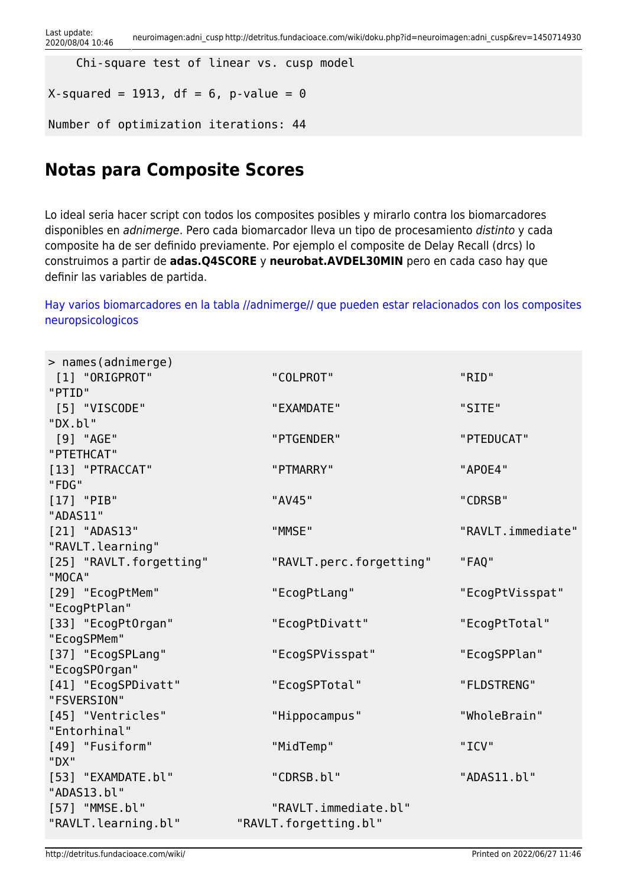```
    Chi-square test of linear vs. cusp model

X-squared = 1913, df = 6, p-value = 0

Number of optimization iterations: 44
```

## Notas para Composite Scores

Lo ideal seria hacer script con todos los composites posibles y mirarlo contra los biomarcadores disponibles en *adnimerge*. Pero cada biomarcador lleva un tipo de procesamiento *distinto* y cada composite ha de ser definido previamente. Por ejemplo el composite de Delay Recall (drcs) lo construimos a partir de **adas.Q4SCORE** y **neurobat.AVDEL30MIN** pero en cada caso hay que definir las variables de partida.

Hay varios biomarcadores en la tabla //adnimerge// que pueden estar relacionados con los composites neuropsicologicos

```
> names(adnimerge)
 [1] "ORIGPROT"              "COLPROT"               "RID"                 
"PTID"
 [5] "VISCODE"               "EXAMDATE"              "SITE"                
"DX.bl"
 [9] "AGE"                   "PTGENDER"              "PTEDUCAT"            
"PTETHCAT"
[13] "PTRACCAT"              "PTMARRY"               "APOE4"               
"FDG"
[17] "PIB"                   "AV45"                  "CDRSB"               
"ADAS11"
[21] "ADAS13"                "MMSE"                  "RAVLT.immediate"     
"RAVLT.learning"
[25] "RAVLT.forgetting"      "RAVLT.perc.forgetting" "FAQ"                 
"MOCA"
[29] "EcogPtMem"             "EcogPtLang"            "EcogPtVisspat"       
"EcogPtPlan"
[33] "EcogPtOrgan"           "EcogPtDivatt"          "EcogPtTotal"         
"EcogSPMem"
[37] "EcogSPLang"            "EcogSPVisspat"         "EcogSPPlan"          
"EcogSPOrgan"
[41] "EcogSPDivatt"          "EcogSPTotal"           "FLDSTRENG"           
"FSVERSION"
[45] "Ventricles"            "Hippocampus"           "WholeBrain"          
"Entorhinal"
[49] "Fusiform"              "MidTemp"               "ICV"                 
"DX"
[53] "EXAMDATE.bl"           "CDRSB.bl"              "ADAS11.bl"           
"ADAS13.bl"
[57] "MMSE.bl"               "RAVLT.immediate.bl"    
"RAVLT.learning.bl"         "RAVLT.forgetting.bl"
```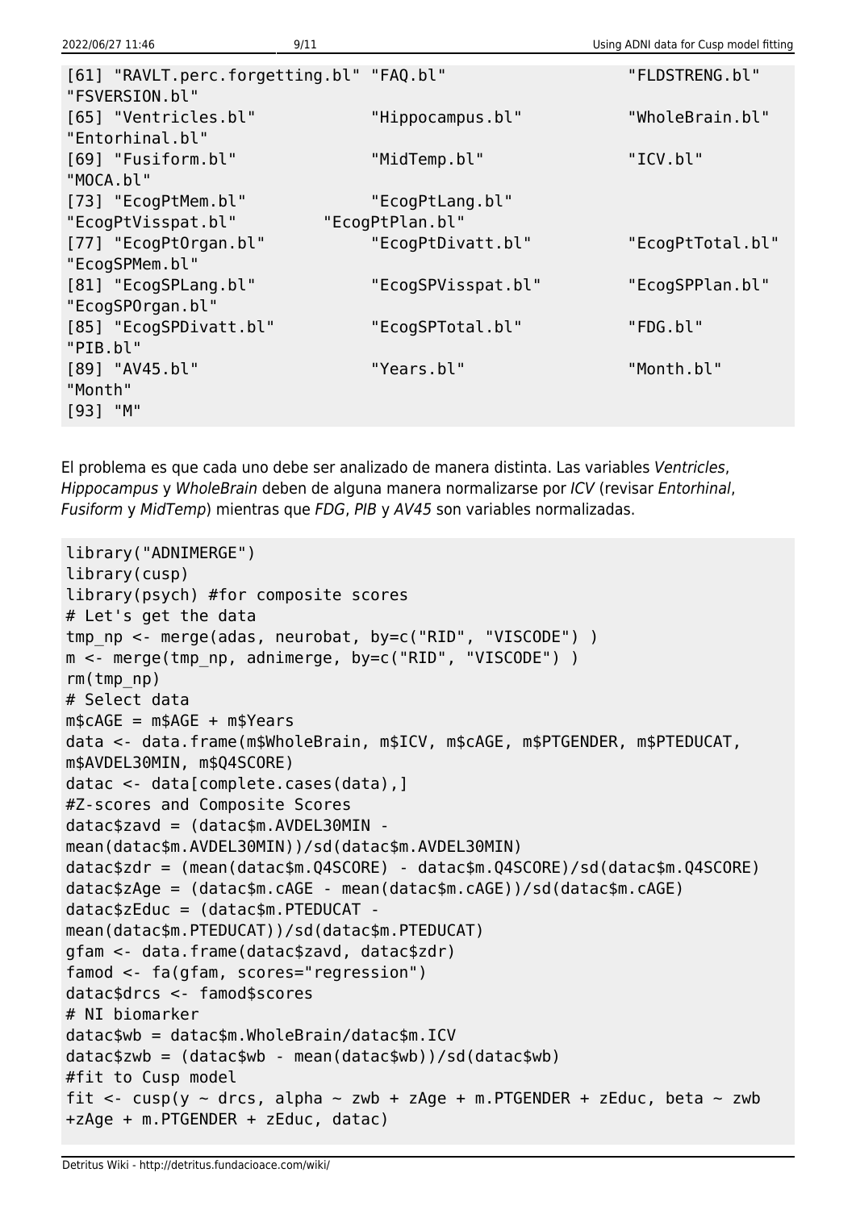```
[61] "RAVLT.perc.forgetting.bl" "FAQ.bl"                 "FLDSTRENG.bl"
"FSVERSION.bl"
[65] "Ventricles.bl"            "Hippocampus.bl"         "WholeBrain.bl"
"Entorhinal.bl"
[69] "Fusiform.bl"              "MidTemp.bl"             "ICV.bl"
"MOCA.bl"
[73] "EcogPtMem.bl"             "EcogPtLang.bl"
"EcogPtVisspat.bl"         "EcogPtPlan.bl"
[77] "EcogPtOrgan.bl"           "EcogPtDivatt.bl"        "EcogPtTotal.bl"
"EcogSPMem.bl"
[81] "EcogSPLang.bl"            "EcogSPVisspat.bl"       "EcogSPPlan.bl"
"EcogSPOrgan.bl"
[85] "EcogSPDivatt.bl"          "EcogSPTotal.bl"         "FDG.bl"
"PIB.bl"
[89] "AV45.bl"                  "Years.bl"               "Month.bl"
"Month"
[93] "M"
```

El problema es que cada uno debe ser analizado de manera distinta. Las variables *Ventricles*, *Hippocampus* y *WholeBrain* deben de alguna manera normalizarse por *ICV* (revisar *Entorhinal*, *Fusiform* y *MidTemp*) mientras que *FDG*, *PIB* y *AV45* son variables normalizadas.

```
library("ADNIMERGE")
library(cusp)
library(psych) #for composite scores
# Let's get the data
tmp_np <- merge(adas, neurobat, by=c("RID", "VISCODE") )
m <- merge(tmp_np, adnimerge, by=c("RID", "VISCODE") )
rm(tmp_np)
# Select data
m$cAGE = m$AGE + m$Years
data <- data.frame(m$WholeBrain, m$ICV, m$cAGE, m$PTGENDER, m$PTEDUCAT,
m$AVDEL30MIN, m$Q4SCORE)
datac <- data[complete.cases(data),]
#Z-scores and Composite Scores
datac$zavd = (datac$m.AVDEL30MIN -
mean(datac$m.AVDEL30MIN))/sd(datac$m.AVDEL30MIN)
datac$zdr = (mean(datac$m.Q4SCORE) - datac$m.Q4SCORE)/sd(datac$m.Q4SCORE)
datac$zAge = (datac$m.cAGE - mean(datac$m.cAGE))/sd(datac$m.cAGE)
datac$zEduc = (datac$m.PTEDUCAT -
mean(datac$m.PTEDUCAT))/sd(datac$m.PTEDUCAT)
gfam <- data.frame(datac$zavd, datac$zdr)
famod <- fa(gfam, scores="regression")
datac$drcs <- famod$scores
# NI biomarker
datac$wb = datac$m.WholeBrain/datac$m.ICV
datac$zwb = (datac$wb - mean(datac$wb))/sd(datac$wb)
#fit to Cusp model
fit <- cusp(y ~ drcs, alpha ~ zwb + zAge + m.PTGENDER + zEduc, beta ~ zwb
+zAge + m.PTGENDER + zEduc, datac)
```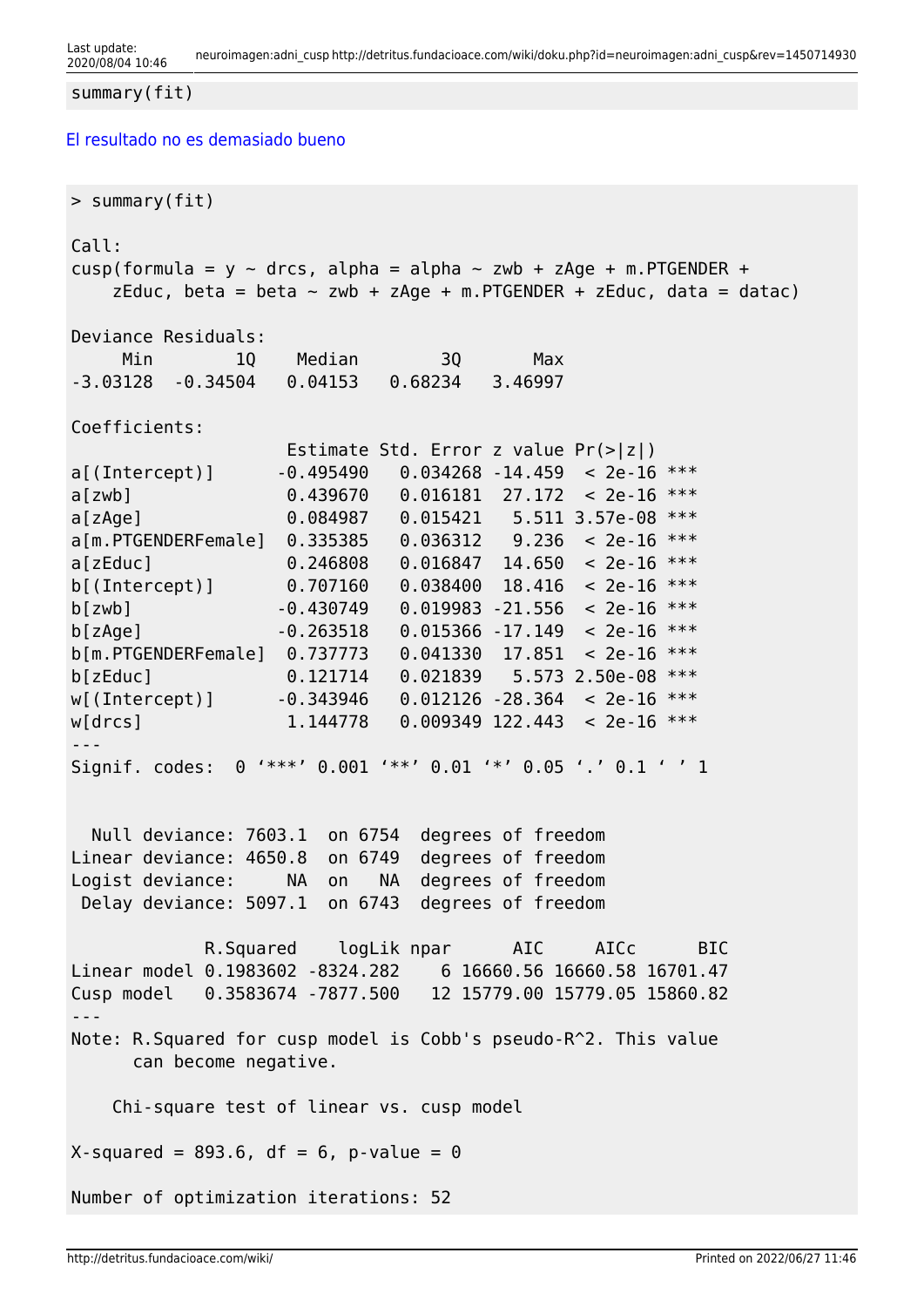```
summary(fit)
```

El resultado no es demasiado bueno

```
> summary(fit)

Call:
cusp(formula = y ~ drcs, alpha = alpha ~ zwb + zAge + m.PTGENDER +
    zEduc, beta = beta ~ zwb + zAge + m.PTGENDER + zEduc, data = datac)

Deviance Residuals:
     Min        1Q    Median        3Q       Max
-3.03128  -0.34504   0.04153   0.68234   3.46997

Coefficients:
                     Estimate Std. Error z value Pr(>|z|)
a[(Intercept)]      -0.495490   0.034268 -14.459  < 2e-16 ***
a[zwb]               0.439670   0.016181  27.172  < 2e-16 ***
a[zAge]              0.084987   0.015421   5.511 3.57e-08 ***
a[m.PTGENDERFemale]  0.335385   0.036312   9.236  < 2e-16 ***
a[zEduc]             0.246808   0.016847  14.650  < 2e-16 ***
b[(Intercept)]       0.707160   0.038400  18.416  < 2e-16 ***
b[zwb]              -0.430749   0.019983 -21.556  < 2e-16 ***
b[zAge]             -0.263518   0.015366 -17.149  < 2e-16 ***
b[m.PTGENDERFemale]  0.737773   0.041330  17.851  < 2e-16 ***
b[zEduc]             0.121714   0.021839   5.573 2.50e-08 ***
w[(Intercept)]      -0.343946   0.012126 -28.364  < 2e-16 ***
w[drcs]              1.144778   0.009349 122.443  < 2e-16 ***
---
Signif. codes:  0 ‘***’ 0.001 ‘**’ 0.01 ‘*’ 0.05 ‘.’ 0.1 ‘ ’ 1


  Null deviance: 7603.1  on 6754  degrees of freedom
Linear deviance: 4650.8  on 6749  degrees of freedom
Logist deviance:     NA  on   NA  degrees of freedom
 Delay deviance: 5097.1  on 6743  degrees of freedom

             R.Squared    logLik npar      AIC     AICc      BIC
Linear model 0.1983602 -8324.282    6 16660.56 16660.58 16701.47
Cusp model   0.3583674 -7877.500   12 15779.00 15779.05 15860.82
---
Note: R.Squared for cusp model is Cobb's pseudo-R^2. This value
      can become negative.

    Chi-square test of linear vs. cusp model

X-squared = 893.6, df = 6, p-value = 0

Number of optimization iterations: 52
```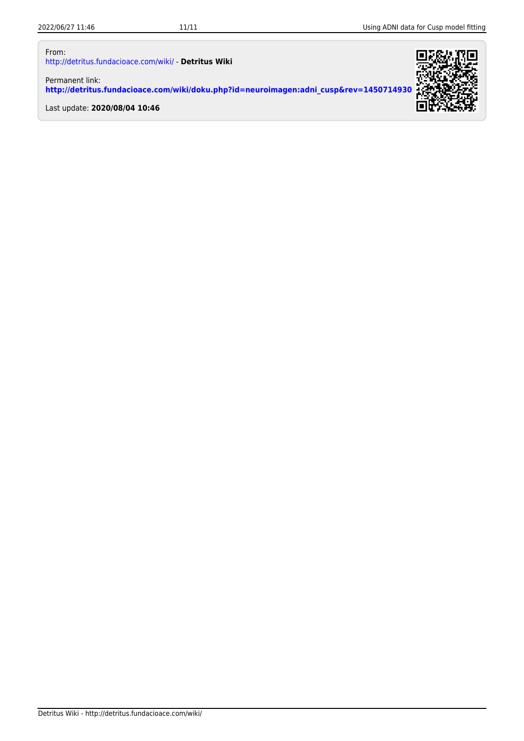From:
http://detritus.fundacioace.com/wiki/ - **Detritus Wiki**

Permanent link:
**http://detritus.fundacioace.com/wiki/doku.php?id=neuroimagen:adni_cusp&rev=1450714930**

Last update: **2020/08/04 10:46**